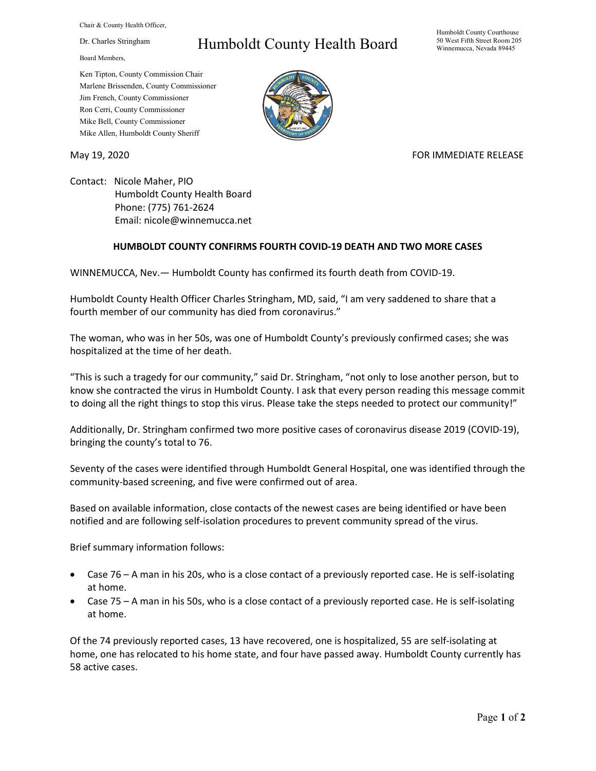Chair & County Health Officer,

Dr. Charles Stringham

Board Members,

Ken Tipton, County Commission Chair
Marlene Brissenden, County Commissioner
Jim French, County Commissioner
Ron Cerri, County Commissioner
Mike Bell, County Commissioner
Mike Allen, Humboldt County Sheriff

# Humboldt County Health Board

Humboldt County Courthouse
50 West Fifth Street Room 205
Winnemucca, Nevada 89445

May 19, 2020

FOR IMMEDIATE RELEASE

Contact: Nicole Maher, PIO
Humboldt County Health Board
Phone: (775) 761-2624
Email: nicole@winnemucca.net

## HUMBOLDT COUNTY CONFIRMS FOURTH COVID-19 DEATH AND TWO MORE CASES

WINNEMUCCA, Nev.— Humboldt County has confirmed its fourth death from COVID-19.

Humboldt County Health Officer Charles Stringham, MD, said, "I am very saddened to share that a fourth member of our community has died from coronavirus."

The woman, who was in her 50s, was one of Humboldt County's previously confirmed cases; she was hospitalized at the time of her death.

"This is such a tragedy for our community," said Dr. Stringham, "not only to lose another person, but to know she contracted the virus in Humboldt County. I ask that every person reading this message commit to doing all the right things to stop this virus. Please take the steps needed to protect our community!"

Additionally, Dr. Stringham confirmed two more positive cases of coronavirus disease 2019 (COVID-19), bringing the county's total to 76.

Seventy of the cases were identified through Humboldt General Hospital, one was identified through the community-based screening, and five were confirmed out of area.

Based on available information, close contacts of the newest cases are being identified or have been notified and are following self-isolation procedures to prevent community spread of the virus.

Brief summary information follows:

- Case 76 – A man in his 20s, who is a close contact of a previously reported case. He is self-isolating at home.
- Case 75 – A man in his 50s, who is a close contact of a previously reported case. He is self-isolating at home.

Of the 74 previously reported cases, 13 have recovered, one is hospitalized, 55 are self-isolating at home, one has relocated to his home state, and four have passed away. Humboldt County currently has 58 active cases.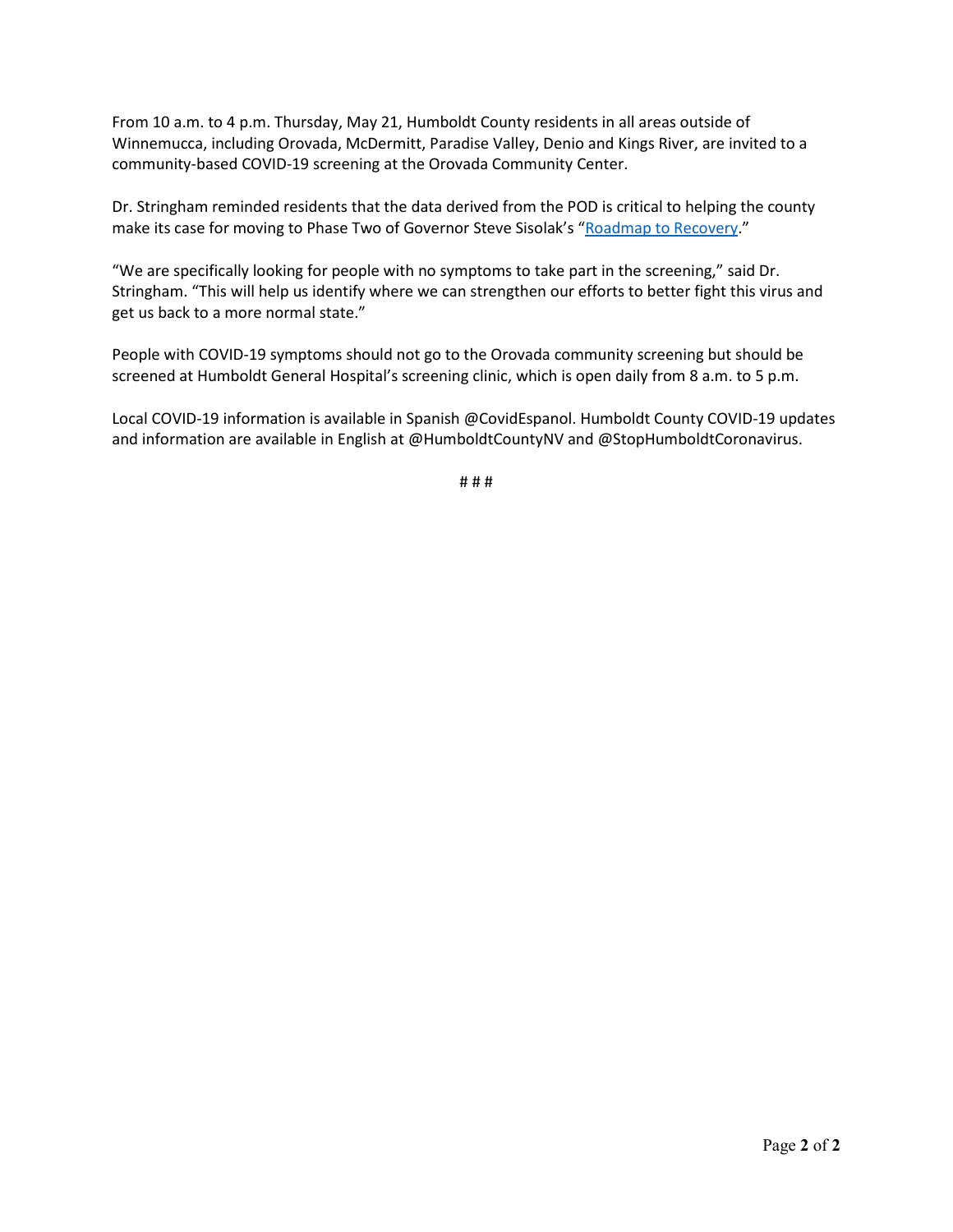From 10 a.m. to 4 p.m. Thursday, May 21, Humboldt County residents in all areas outside of Winnemucca, including Orovada, McDermitt, Paradise Valley, Denio and Kings River, are invited to a community-based COVID-19 screening at the Orovada Community Center.

Dr. Stringham reminded residents that the data derived from the POD is critical to helping the county make its case for moving to Phase Two of Governor Steve Sisolak's "Roadmap to Recovery."

"We are specifically looking for people with no symptoms to take part in the screening," said Dr. Stringham. "This will help us identify where we can strengthen our efforts to better fight this virus and get us back to a more normal state."

People with COVID-19 symptoms should not go to the Orovada community screening but should be screened at Humboldt General Hospital's screening clinic, which is open daily from 8 a.m. to 5 p.m.

Local COVID-19 information is available in Spanish @CovidEspanol. Humboldt County COVID-19 updates and information are available in English at @HumboldtCountyNV and @StopHumboldtCoronavirus.

# # #